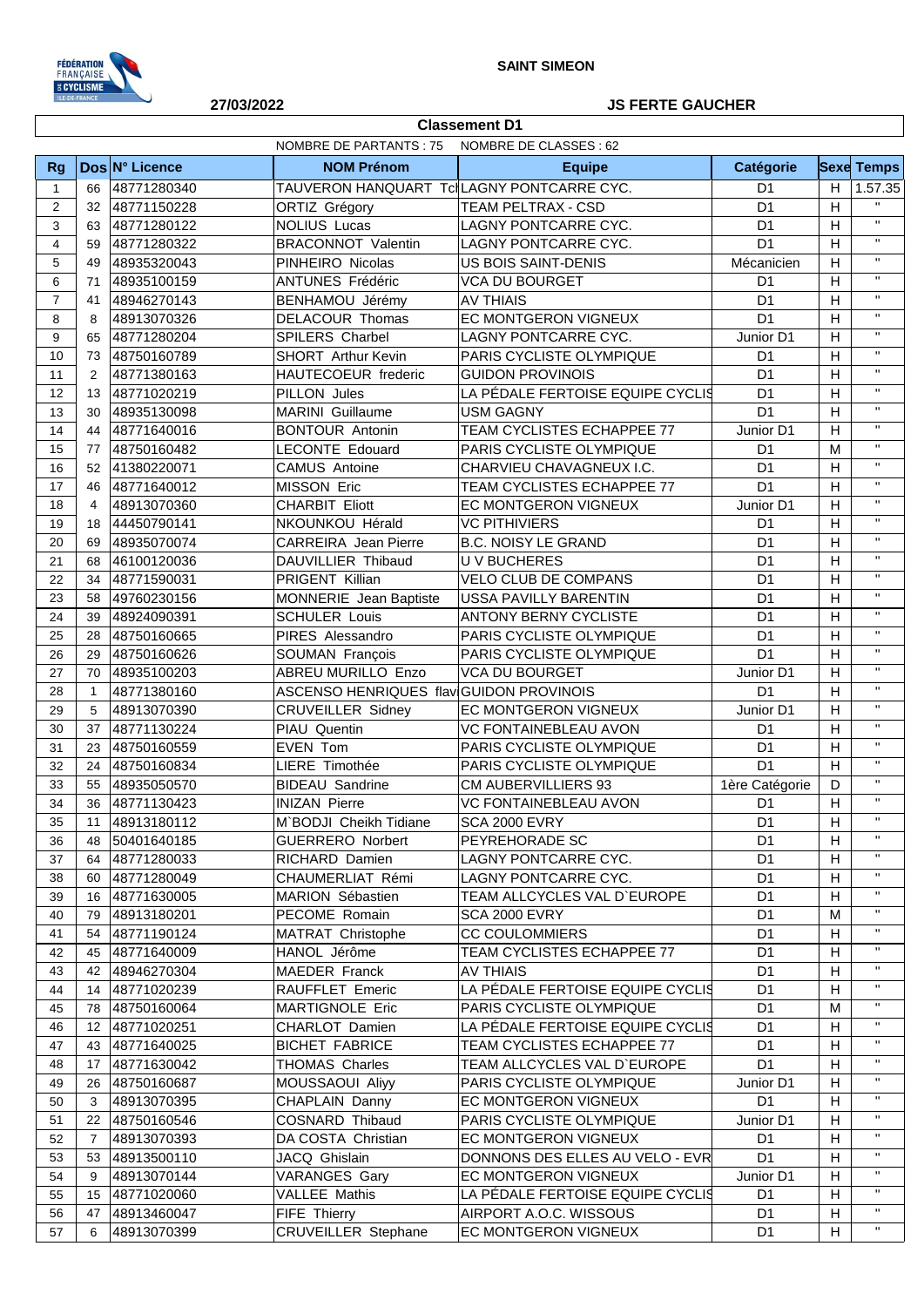**SAINT SIMEON**

**27/03/2022**

**JS FERTE GAUCHER**

## Classement D1

NOMBRE DE PARTANTS : 75 NOMBRE DE CLASSES : 62

| Rg | Dos | N° Licence | NOM Prénom | Equipe | Catégorie | Sexe | Temps |
|---|---|---|---|---|---|---|---|
| 1 | 66 | 48771280340 | TAUVERON HANQUART Tcl | LAGNY PONTCARRE CYC. | D1 | H | 1.57.35 |
| 2 | 32 | 48771150228 | ORTIZ Grégory | TEAM PELTRAX - CSD | D1 | H | " |
| 3 | 63 | 48771280122 | NOLIUS Lucas | LAGNY PONTCARRE CYC. | D1 | H | " |
| 4 | 59 | 48771280322 | BRACONNOT Valentin | LAGNY PONTCARRE CYC. | D1 | H | " |
| 5 | 49 | 48935320043 | PINHEIRO Nicolas | US BOIS SAINT-DENIS | Mécanicien | H | " |
| 6 | 71 | 48935100159 | ANTUNES Frédéric | VCA DU BOURGET | D1 | H | " |
| 7 | 41 | 48946270143 | BENHAMOU Jérémy | AV THIAIS | D1 | H | " |
| 8 | 8 | 48913070326 | DELACOUR Thomas | EC MONTGERON VIGNEUX | D1 | H | " |
| 9 | 65 | 48771280204 | SPILERS Charbel | LAGNY PONTCARRE CYC. | Junior D1 | H | " |
| 10 | 73 | 48750160789 | SHORT Arthur Kevin | PARIS CYCLISTE OLYMPIQUE | D1 | H | " |
| 11 | 2 | 48771380163 | HAUTECOEUR frederic | GUIDON PROVINOIS | D1 | H | " |
| 12 | 13 | 48771020219 | PILLON Jules | LA PÉDALE FERTOISE EQUIPE CYCLIS | D1 | H | " |
| 13 | 30 | 48935130098 | MARINI Guillaume | USM GAGNY | D1 | H | " |
| 14 | 44 | 48771640016 | BONTOUR Antonin | TEAM CYCLISTES ECHAPPEE 77 | Junior D1 | H | " |
| 15 | 77 | 48750160482 | LECONTE Edouard | PARIS CYCLISTE OLYMPIQUE | D1 | M | " |
| 16 | 52 | 41380220071 | CAMUS Antoine | CHARVIEU CHAVAGNEUX I.C. | D1 | H | " |
| 17 | 46 | 48771640012 | MISSON Eric | TEAM CYCLISTES ECHAPPEE 77 | D1 | H | " |
| 18 | 4 | 48913070360 | CHARBIT Eliott | EC MONTGERON VIGNEUX | Junior D1 | H | " |
| 19 | 18 | 44450790141 | NKOUNKOU Hérald | VC PITHIVIERS | D1 | H | " |
| 20 | 69 | 48935070074 | CARREIRA Jean Pierre | B.C. NOISY LE GRAND | D1 | H | " |
| 21 | 68 | 46100120036 | DAUVILLIER Thibaud | U V BUCHERES | D1 | H | " |
| 22 | 34 | 48771590031 | PRIGENT Killian | VELO CLUB DE COMPANS | D1 | H | " |
| 23 | 58 | 49760230156 | MONNERIE Jean Baptiste | USSA PAVILLY BARENTIN | D1 | H | " |
| 24 | 39 | 48924090391 | SCHULER Louis | ANTONY BERNY CYCLISTE | D1 | H | " |
| 25 | 28 | 48750160665 | PIRES Alessandro | PARIS CYCLISTE OLYMPIQUE | D1 | H | " |
| 26 | 29 | 48750160626 | SOUMAN François | PARIS CYCLISTE OLYMPIQUE | D1 | H | " |
| 27 | 70 | 48935100203 | ABREU MURILLO Enzo | VCA DU BOURGET | Junior D1 | H | " |
| 28 | 1 | 48771380160 | ASCENSO HENRIQUES flav | GUIDON PROVINOIS | D1 | H | " |
| 29 | 5 | 48913070390 | CRUVEILLER Sidney | EC MONTGERON VIGNEUX | Junior D1 | H | " |
| 30 | 37 | 48771130224 | PIAU Quentin | VC FONTAINEBLEAU AVON | D1 | H | " |
| 31 | 23 | 48750160559 | EVEN Tom | PARIS CYCLISTE OLYMPIQUE | D1 | H | " |
| 32 | 24 | 48750160834 | LIERE Timothée | PARIS CYCLISTE OLYMPIQUE | D1 | H | " |
| 33 | 55 | 48935050570 | BIDEAU Sandrine | CM AUBERVILLIERS 93 | 1ère Catégorie | D | " |
| 34 | 36 | 48771130423 | INIZAN Pierre | VC FONTAINEBLEAU AVON | D1 | H | " |
| 35 | 11 | 48913180112 | M`BODJI Cheikh Tidiane | SCA 2000 EVRY | D1 | H | " |
| 36 | 48 | 50401640185 | GUERRERO Norbert | PEYREHORADE SC | D1 | H | " |
| 37 | 64 | 48771280033 | RICHARD Damien | LAGNY PONTCARRE CYC. | D1 | H | " |
| 38 | 60 | 48771280049 | CHAUMERLIAT Rémi | LAGNY PONTCARRE CYC. | D1 | H | " |
| 39 | 16 | 48771630005 | MARION Sébastien | TEAM ALLCYCLES VAL D`EUROPE | D1 | H | " |
| 40 | 79 | 48913180201 | PECOME Romain | SCA 2000 EVRY | D1 | M | " |
| 41 | 54 | 48771190124 | MATRAT Christophe | CC COULOMMIERS | D1 | H | " |
| 42 | 45 | 48771640009 | HANOL Jérôme | TEAM CYCLISTES ECHAPPEE 77 | D1 | H | " |
| 43 | 42 | 48946270304 | MAEDER Franck | AV THIAIS | D1 | H | " |
| 44 | 14 | 48771020239 | RAUFFLET Emeric | LA PÉDALE FERTOISE EQUIPE CYCLIS | D1 | H | " |
| 45 | 78 | 48750160064 | MARTIGNOLE Eric | PARIS CYCLISTE OLYMPIQUE | D1 | M | " |
| 46 | 12 | 48771020251 | CHARLOT Damien | LA PÉDALE FERTOISE EQUIPE CYCLIS | D1 | H | " |
| 47 | 43 | 48771640025 | BICHET FABRICE | TEAM CYCLISTES ECHAPPEE 77 | D1 | H | " |
| 48 | 17 | 48771630042 | THOMAS Charles | TEAM ALLCYCLES VAL D`EUROPE | D1 | H | " |
| 49 | 26 | 48750160687 | MOUSSAOUI Aliyy | PARIS CYCLISTE OLYMPIQUE | Junior D1 | H | " |
| 50 | 3 | 48913070395 | CHAPLAIN Danny | EC MONTGERON VIGNEUX | D1 | H | " |
| 51 | 22 | 48750160546 | COSNARD Thibaud | PARIS CYCLISTE OLYMPIQUE | Junior D1 | H | " |
| 52 | 7 | 48913070393 | DA COSTA Christian | EC MONTGERON VIGNEUX | D1 | H | " |
| 53 | 53 | 48913500110 | JACQ Ghislain | DONNONS DES ELLES AU VELO - EVR | D1 | H | " |
| 54 | 9 | 48913070144 | VARANGES Gary | EC MONTGERON VIGNEUX | Junior D1 | H | " |
| 55 | 15 | 48771020060 | VALLEE Mathis | LA PÉDALE FERTOISE EQUIPE CYCLIS | D1 | H | " |
| 56 | 47 | 48913460047 | FIFE Thierry | AIRPORT A.O.C. WISSOUS | D1 | H | " |
| 57 | 6 | 48913070399 | CRUVEILLER Stephane | EC MONTGERON VIGNEUX | D1 | H | " |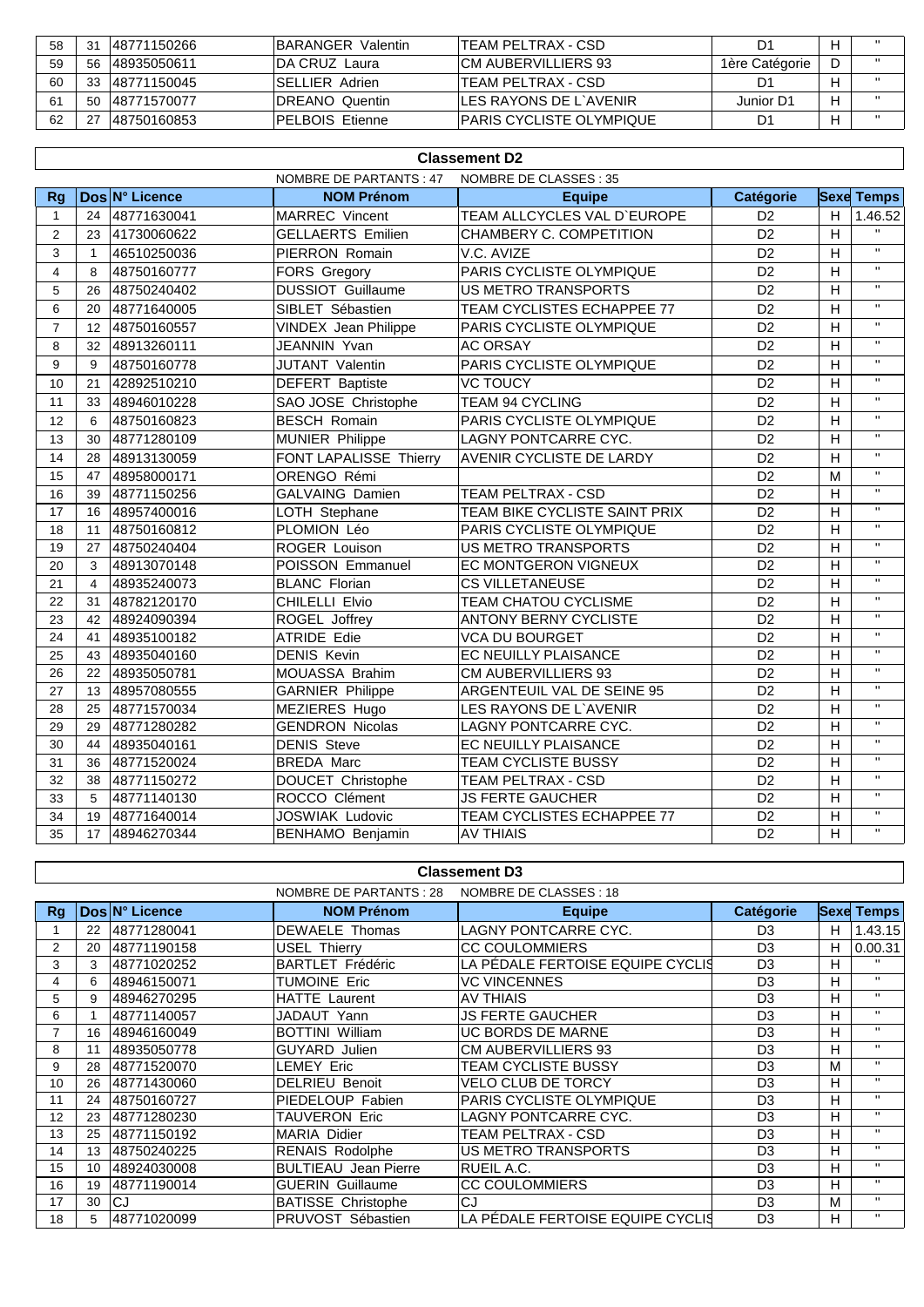| 58 | 31 | 48771150266 | BARANGER Valentin | TEAM PELTRAX - CSD | D1 | H | " |
|---|---|---|---|---|---|---|---|
| 59 | 56 | 48935050611 | DA CRUZ Laura | CM AUBERVILLIERS 93 | 1ère Catégorie | D | " |
| 60 | 33 | 48771150045 | SELLIER Adrien | TEAM PELTRAX - CSD | D1 | H | " |
| 61 | 50 | 48771570077 | DREANO Quentin | LES RAYONS DE L`AVENIR | Junior D1 | H | " |
| 62 | 27 | 48750160853 | PELBOIS Etienne | PARIS CYCLISTE OLYMPIQUE | D1 | H | " |

## Classement D2

NOMBRE DE PARTANTS : 47 NOMBRE DE CLASSES : 35

| Rg | Dos | N° Licence | NOM Prénom | Equipe | Catégorie | Sexe | Temps |
|---|---|---|---|---|---|---|---|
| 1 | 24 | 48771630041 | MARREC Vincent | TEAM ALLCYCLES VAL D`EUROPE | D2 | H | 1.46.52 |
| 2 | 23 | 41730060622 | GELLAERTS Emilien | CHAMBERY C. COMPETITION | D2 | H | " |
| 3 | 1 | 46510250036 | PIERRON Romain | V.C. AVIZE | D2 | H | " |
| 4 | 8 | 48750160777 | FORS Gregory | PARIS CYCLISTE OLYMPIQUE | D2 | H | " |
| 5 | 26 | 48750240402 | DUSSIOT Guillaume | US METRO TRANSPORTS | D2 | H | " |
| 6 | 20 | 48771640005 | SIBLET Sébastien | TEAM CYCLISTES ECHAPPEE 77 | D2 | H | " |
| 7 | 12 | 48750160557 | VINDEX Jean Philippe | PARIS CYCLISTE OLYMPIQUE | D2 | H | " |
| 8 | 32 | 48913260111 | JEANNIN Yvan | AC ORSAY | D2 | H | " |
| 9 | 9 | 48750160778 | JUTANT Valentin | PARIS CYCLISTE OLYMPIQUE | D2 | H | " |
| 10 | 21 | 42892510210 | DEFERT Baptiste | VC TOUCY | D2 | H | " |
| 11 | 33 | 48946010228 | SAO JOSE Christophe | TEAM 94 CYCLING | D2 | H | " |
| 12 | 6 | 48750160823 | BESCH Romain | PARIS CYCLISTE OLYMPIQUE | D2 | H | " |
| 13 | 30 | 48771280109 | MUNIER Philippe | LAGNY PONTCARRE CYC. | D2 | H | " |
| 14 | 28 | 48913130059 | FONT LAPALISSE Thierry | AVENIR CYCLISTE DE LARDY | D2 | H | " |
| 15 | 47 | 48958000171 | ORENGO Rémi | | D2 | M | " |
| 16 | 39 | 48771150256 | GALVAING Damien | TEAM PELTRAX - CSD | D2 | H | " |
| 17 | 16 | 48957400016 | LOTH Stephane | TEAM BIKE CYCLISTE SAINT PRIX | D2 | H | " |
| 18 | 11 | 48750160812 | PLOMION Léo | PARIS CYCLISTE OLYMPIQUE | D2 | H | " |
| 19 | 27 | 48750240404 | ROGER Louison | US METRO TRANSPORTS | D2 | H | " |
| 20 | 3 | 48913070148 | POISSON Emmanuel | EC MONTGERON VIGNEUX | D2 | H | " |
| 21 | 4 | 48935240073 | BLANC Florian | CS VILLETANEUSE | D2 | H | " |
| 22 | 31 | 48782120170 | CHILELLI Elvio | TEAM CHATOU CYCLISME | D2 | H | " |
| 23 | 42 | 48924090394 | ROGEL Joffrey | ANTONY BERNY CYCLISTE | D2 | H | " |
| 24 | 41 | 48935100182 | ATRIDE Edie | VCA DU BOURGET | D2 | H | " |
| 25 | 43 | 48935040160 | DENIS Kevin | EC NEUILLY PLAISANCE | D2 | H | " |
| 26 | 22 | 48935050781 | MOUASSA Brahim | CM AUBERVILLIERS 93 | D2 | H | " |
| 27 | 13 | 48957080555 | GARNIER Philippe | ARGENTEUIL VAL DE SEINE 95 | D2 | H | " |
| 28 | 25 | 48771570034 | MEZIERES Hugo | LES RAYONS DE L`AVENIR | D2 | H | " |
| 29 | 29 | 48771280282 | GENDRON Nicolas | LAGNY PONTCARRE CYC. | D2 | H | " |
| 30 | 44 | 48935040161 | DENIS Steve | EC NEUILLY PLAISANCE | D2 | H | " |
| 31 | 36 | 48771520024 | BREDA Marc | TEAM CYCLISTE BUSSY | D2 | H | " |
| 32 | 38 | 48771150272 | DOUCET Christophe | TEAM PELTRAX - CSD | D2 | H | " |
| 33 | 5 | 48771140130 | ROCCO Clément | JS FERTE GAUCHER | D2 | H | " |
| 34 | 19 | 48771640014 | JOSWIAK Ludovic | TEAM CYCLISTES ECHAPPEE 77 | D2 | H | " |
| 35 | 17 | 48946270344 | BENHAMO Benjamin | AV THIAIS | D2 | H | " |

## Classement D3

NOMBRE DE PARTANTS : 28 NOMBRE DE CLASSES : 18

| Rg | Dos | N° Licence | NOM Prénom | Equipe | Catégorie | Sexe | Temps |
|---|---|---|---|---|---|---|---|
| 1 | 22 | 48771280041 | DEWAELE Thomas | LAGNY PONTCARRE CYC. | D3 | H | 1.43.15 |
| 2 | 20 | 48771190158 | USEL Thierry | CC COULOMMIERS | D3 | H | 0.00.31 |
| 3 | 3 | 48771020252 | BARTLET Frédéric | LA PÉDALE FERTOISE EQUIPE CYCLIS | D3 | H | " |
| 4 | 6 | 48946150071 | TUMOINE Eric | VC VINCENNES | D3 | H | " |
| 5 | 9 | 48946270295 | HATTE Laurent | AV THIAIS | D3 | H | " |
| 6 | 1 | 48771140057 | JADAUT Yann | JS FERTE GAUCHER | D3 | H | " |
| 7 | 16 | 48946160049 | BOTTINI William | UC BORDS DE MARNE | D3 | H | " |
| 8 | 11 | 48935050778 | GUYARD Julien | CM AUBERVILLIERS 93 | D3 | H | " |
| 9 | 28 | 48771520070 | LEMEY Eric | TEAM CYCLISTE BUSSY | D3 | M | " |
| 10 | 26 | 48771430060 | DELRIEU Benoit | VELO CLUB DE TORCY | D3 | H | " |
| 11 | 24 | 48750160727 | PIEDELOUP Fabien | PARIS CYCLISTE OLYMPIQUE | D3 | H | " |
| 12 | 23 | 48771280230 | TAUVERON Eric | LAGNY PONTCARRE CYC. | D3 | H | " |
| 13 | 25 | 48771150192 | MARIA Didier | TEAM PELTRAX - CSD | D3 | H | " |
| 14 | 13 | 48750240225 | RENAIS Rodolphe | US METRO TRANSPORTS | D3 | H | " |
| 15 | 10 | 48924030008 | BULTIEAU Jean Pierre | RUEIL A.C. | D3 | H | " |
| 16 | 19 | 48771190014 | GUERIN Guillaume | CC COULOMMIERS | D3 | H | " |
| 17 | 30 | CJ | BATISSE Christophe | CJ | D3 | M | " |
| 18 | 5 | 48771020099 | PRUVOST Sébastien | LA PÉDALE FERTOISE EQUIPE CYCLIS | D3 | H | " |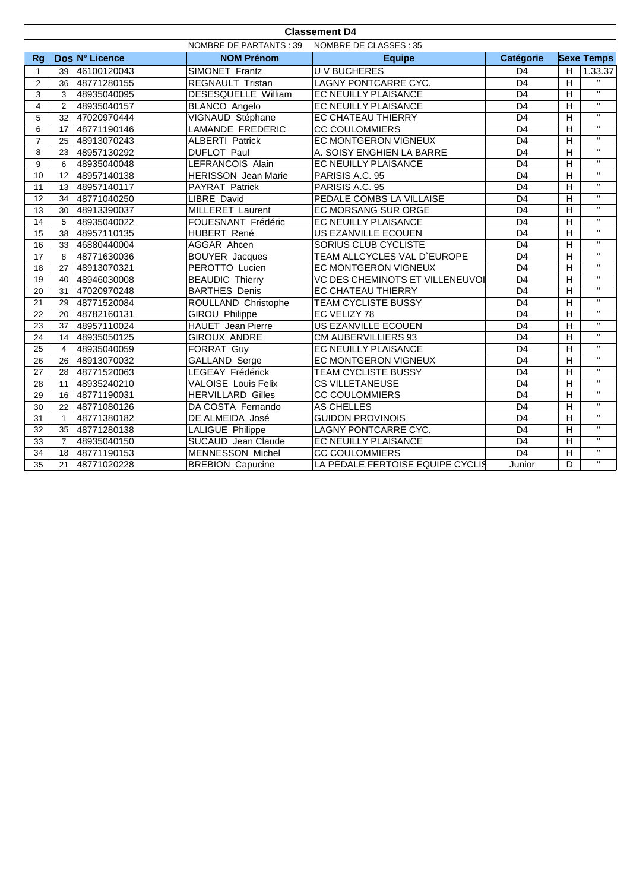## Classement D4

NOMBRE DE PARTANTS : 39 NOMBRE DE CLASSES : 35

| Rg | Dos | N° Licence | NOM Prénom | Equipe | Catégorie | Sexe | Temps |
|---|---|---|---|---|---|---|---|
| 1 | 39 | 46100120043 | SIMONET Frantz | U V BUCHERES | D4 | H | 1.33.37 |
| 2 | 36 | 48771280155 | REGNAULT Tristan | LAGNY PONTCARRE CYC. | D4 | H | " |
| 3 | 3 | 48935040095 | DESESQUELLE William | EC NEUILLY PLAISANCE | D4 | H | " |
| 4 | 2 | 48935040157 | BLANCO Angelo | EC NEUILLY PLAISANCE | D4 | H | " |
| 5 | 32 | 47020970444 | VIGNAUD Stéphane | EC CHATEAU THIERRY | D4 | H | " |
| 6 | 17 | 48771190146 | LAMANDE FREDERIC | CC COULOMMIERS | D4 | H | " |
| 7 | 25 | 48913070243 | ALBERTI Patrick | EC MONTGERON VIGNEUX | D4 | H | " |
| 8 | 23 | 48957130292 | DUFLOT Paul | A. SOISY ENGHIEN LA BARRE | D4 | H | " |
| 9 | 6 | 48935040048 | LEFRANCOIS Alain | EC NEUILLY PLAISANCE | D4 | H | " |
| 10 | 12 | 48957140138 | HERISSON Jean Marie | PARISIS A.C. 95 | D4 | H | " |
| 11 | 13 | 48957140117 | PAYRAT Patrick | PARISIS A.C. 95 | D4 | H | " |
| 12 | 34 | 48771040250 | LIBRE David | PEDALE COMBS LA VILLAISE | D4 | H | " |
| 13 | 30 | 48913390037 | MILLERET Laurent | EC MORSANG SUR ORGE | D4 | H | " |
| 14 | 5 | 48935040022 | FOUESNANT Frédéric | EC NEUILLY PLAISANCE | D4 | H | " |
| 15 | 38 | 48957110135 | HUBERT René | US EZANVILLE ECOUEN | D4 | H | " |
| 16 | 33 | 46880440004 | AGGAR Ahcen | SORIUS CLUB CYCLISTE | D4 | H | " |
| 17 | 8 | 48771630036 | BOUYER Jacques | TEAM ALLCYCLES VAL D`EUROPE | D4 | H | " |
| 18 | 27 | 48913070321 | PEROTTO Lucien | EC MONTGERON VIGNEUX | D4 | H | " |
| 19 | 40 | 48946030008 | BEAUDIC Thierry | VC DES CHEMINOTS ET VILLENEUVOI | D4 | H | " |
| 20 | 31 | 47020970248 | BARTHES Denis | EC CHATEAU THIERRY | D4 | H | " |
| 21 | 29 | 48771520084 | ROULLAND Christophe | TEAM CYCLISTE BUSSY | D4 | H | " |
| 22 | 20 | 48782160131 | GIROU Philippe | EC VELIZY 78 | D4 | H | " |
| 23 | 37 | 48957110024 | HAUET Jean Pierre | US EZANVILLE ECOUEN | D4 | H | " |
| 24 | 14 | 48935050125 | GIROUX ANDRE | CM AUBERVILLIERS 93 | D4 | H | " |
| 25 | 4 | 48935040059 | FORRAT Guy | EC NEUILLY PLAISANCE | D4 | H | " |
| 26 | 26 | 48913070032 | GALLAND Serge | EC MONTGERON VIGNEUX | D4 | H | " |
| 27 | 28 | 48771520063 | LEGEAY Frédérick | TEAM CYCLISTE BUSSY | D4 | H | " |
| 28 | 11 | 48935240210 | VALOISE Louis Felix | CS VILLETANEUSE | D4 | H | " |
| 29 | 16 | 48771190031 | HERVILLARD Gilles | CC COULOMMIERS | D4 | H | " |
| 30 | 22 | 48771080126 | DA COSTA Fernando | AS CHELLES | D4 | H | " |
| 31 | 1 | 48771380182 | DE ALMEIDA José | GUIDON PROVINOIS | D4 | H | " |
| 32 | 35 | 48771280138 | LALIGUE Philippe | LAGNY PONTCARRE CYC. | D4 | H | " |
| 33 | 7 | 48935040150 | SUCAUD Jean Claude | EC NEUILLY PLAISANCE | D4 | H | " |
| 34 | 18 | 48771190153 | MENNESSON Michel | CC COULOMMIERS | D4 | H | " |
| 35 | 21 | 48771020228 | BREBION Capucine | LA PÉDALE FERTOISE EQUIPE CYCLIS | Junior | D | " |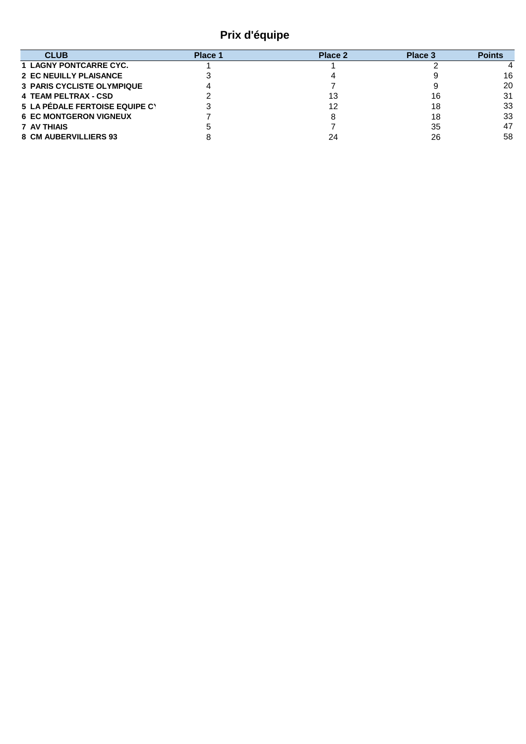## Prix d'équipe

| CLUB | Place 1 | Place 2 | Place 3 | Points |
|---|---|---|---|---|
| 1 LAGNY PONTCARRE CYC. | 1 | 1 | 2 | 4 |
| 2 EC NEUILLY PLAISANCE | 3 | 4 | 9 | 16 |
| 3 PARIS CYCLISTE OLYMPIQUE | 4 | 7 | 9 | 20 |
| 4 TEAM PELTRAX - CSD | 2 | 13 | 16 | 31 |
| 5 LA PÉDALE FERTOISE EQUIPE CY | 3 | 12 | 18 | 33 |
| 6 EC MONTGERON VIGNEUX | 7 | 8 | 18 | 33 |
| 7 AV THIAIS | 5 | 7 | 35 | 47 |
| 8 CM AUBERVILLIERS 93 | 8 | 24 | 26 | 58 |